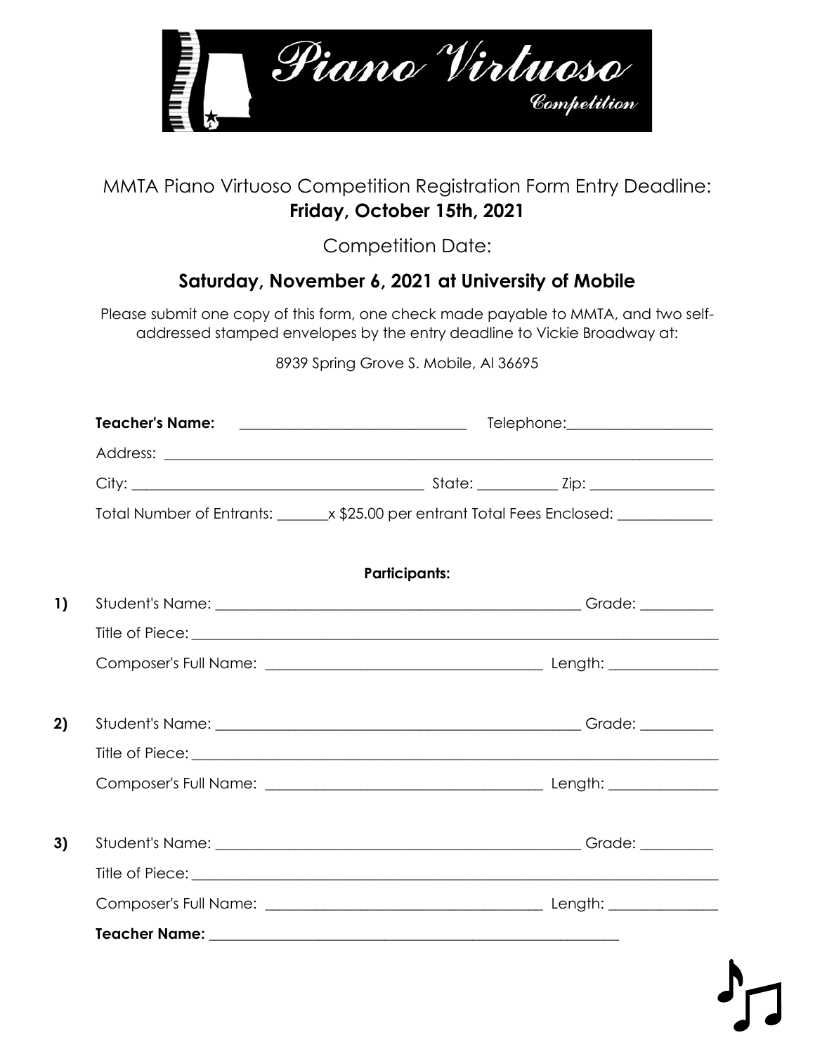# Piano Virtuoso
Competition

MMTA Piano Virtuoso Competition Registration Form Entry Deadline:
**Friday, October 15th, 2021**

Competition Date:

## Saturday, November 6, 2021 at University of Mobile

Please submit one copy of this form, one check made payable to MMTA, and two self-addressed stamped envelopes by the entry deadline to Vickie Broadway at:

8939 Spring Grove S. Mobile, Al 36695

**Teacher's Name:** ______________________________ Telephone:___________________

Address: ______________________________________________________________________

City: ______________________________________ State: __________ Zip: ________________

Total Number of Entrants: _______x $25.00 per entrant Total Fees Enclosed: ____________

**Participants:**

**1)** Student's Name: _______________________________________________ Grade: _________

Title of Piece: ___________________________________________________________________

Composer's Full Name: ___________________________________ Length: ______________

**2)** Student's Name: _______________________________________________ Grade: _________

Title of Piece: ___________________________________________________________________

Composer's Full Name: ___________________________________ Length: ______________

**3)** Student's Name: _______________________________________________ Grade: _________

Title of Piece: ___________________________________________________________________

Composer's Full Name: ___________________________________ Length: ______________

**Teacher Name:** _______________________________________________________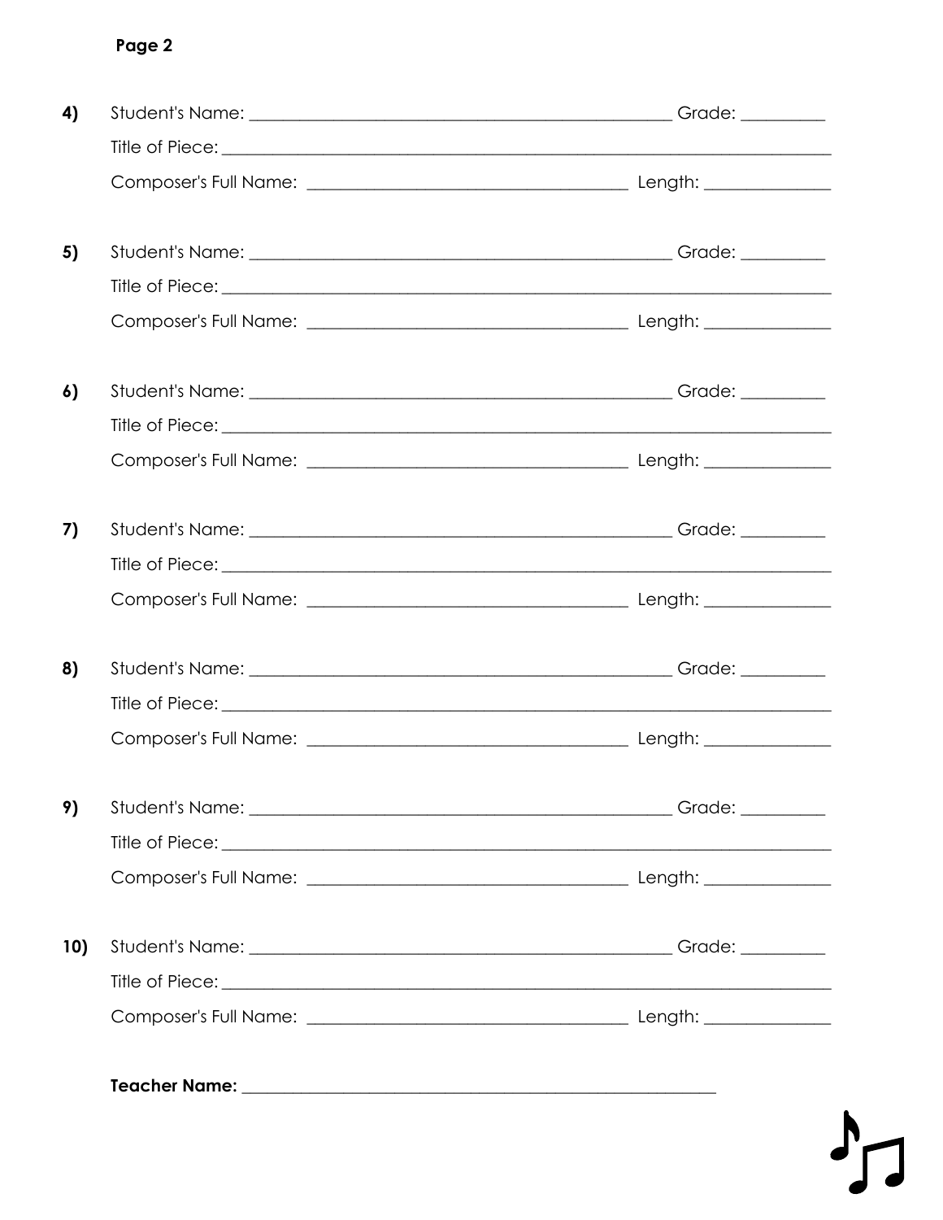**Page 2**

**4)** Student's Name: ______________________________ Grade: __________

Title of Piece: ______________________________________________

Composer's Full Name: ______________________________ Length: ______________

**5)** Student's Name: ______________________________ Grade: __________

Title of Piece: ______________________________________________

Composer's Full Name: ______________________________ Length: ______________

**6)** Student's Name: ______________________________ Grade: __________

Title of Piece: ______________________________________________

Composer's Full Name: ______________________________ Length: ______________

**7)** Student's Name: ______________________________ Grade: __________

Title of Piece: ______________________________________________

Composer's Full Name: ______________________________ Length: ______________

**8)** Student's Name: ______________________________ Grade: __________

Title of Piece: ______________________________________________

Composer's Full Name: ______________________________ Length: ______________

**9)** Student's Name: ______________________________ Grade: __________

Title of Piece: ______________________________________________

Composer's Full Name: ______________________________ Length: ______________

**10)** Student's Name: ______________________________ Grade: __________

Title of Piece: ______________________________________________

Composer's Full Name: ______________________________ Length: ______________

**Teacher Name:** ______________________________________________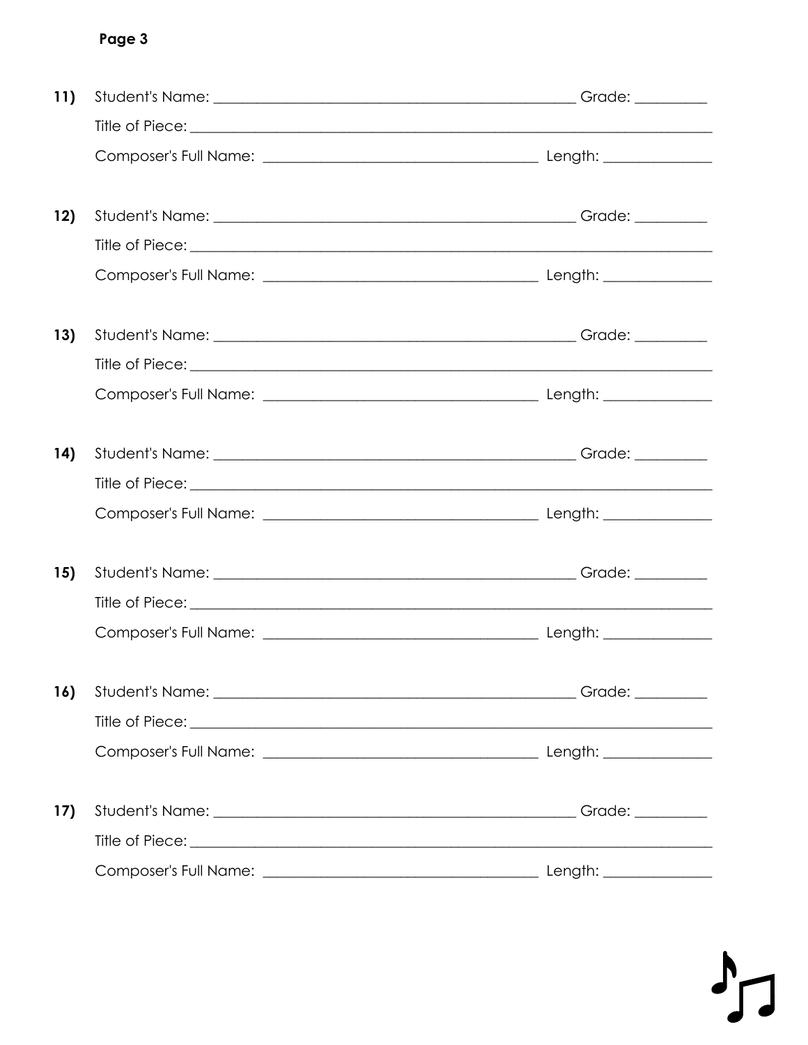**11)** Student's Name: ______________________________________________ Grade: _________

Title of Piece: __________________________________________________________________

Composer's Full Name: ___________________________________ Length: ______________

**12)** Student's Name: ______________________________________________ Grade: _________

Title of Piece: __________________________________________________________________

Composer's Full Name: ___________________________________ Length: ______________

**13)** Student's Name: ______________________________________________ Grade: _________

Title of Piece: __________________________________________________________________

Composer's Full Name: ___________________________________ Length: ______________

**14)** Student's Name: ______________________________________________ Grade: _________

Title of Piece: __________________________________________________________________

Composer's Full Name: ___________________________________ Length: ______________

**15)** Student's Name: ______________________________________________ Grade: _________

Title of Piece: __________________________________________________________________

Composer's Full Name: ___________________________________ Length: ______________

**16)** Student's Name: ______________________________________________ Grade: _________

Title of Piece: __________________________________________________________________

Composer's Full Name: ___________________________________ Length: ______________

**17)** Student's Name: ______________________________________________ Grade: _________

Title of Piece: __________________________________________________________________

Composer's Full Name: ___________________________________ Length: ______________